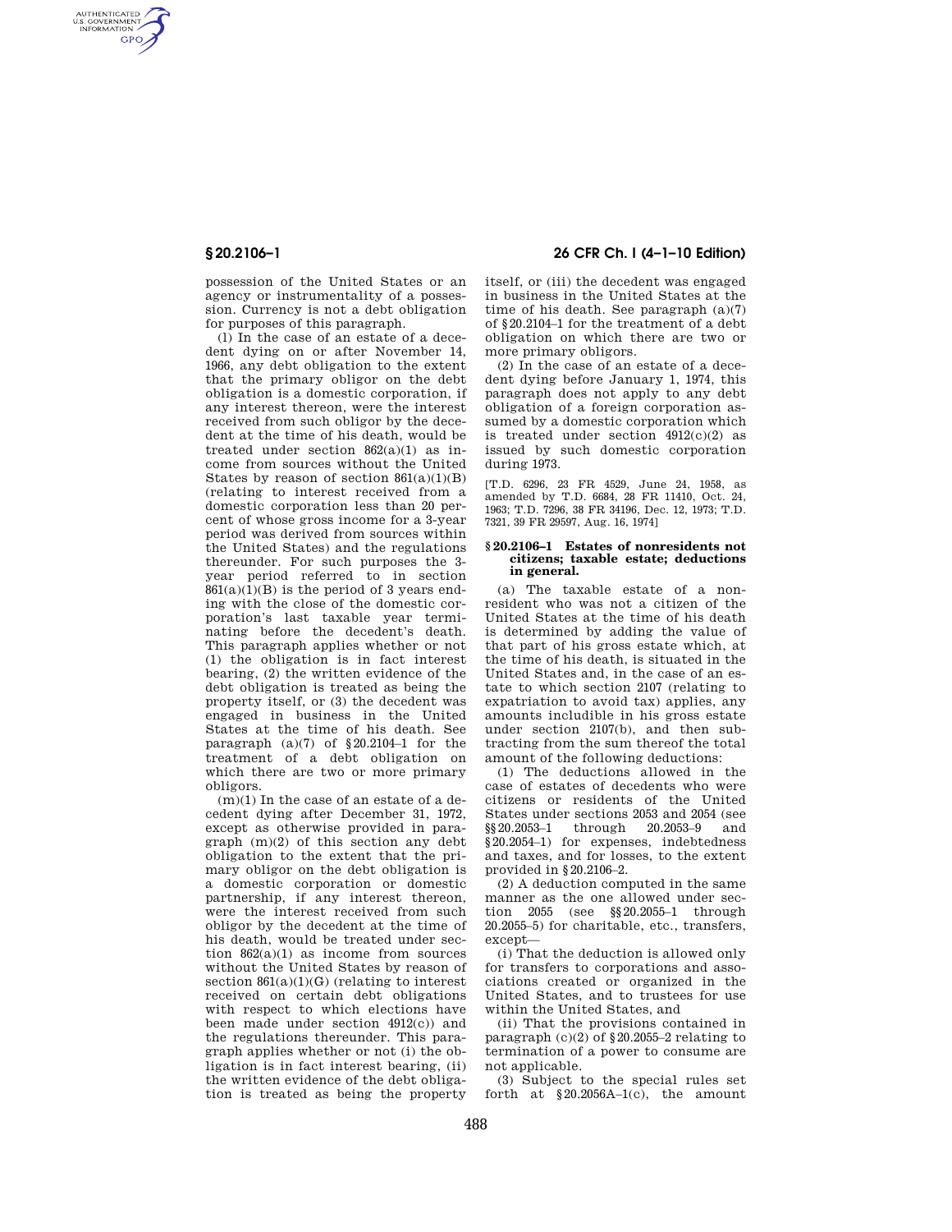possession of the United States or an agency or instrumentality of a possession. Currency is not a debt obligation for purposes of this paragraph.

(l) In the case of an estate of a decedent dying on or after November 14, 1966, any debt obligation to the extent that the primary obligor on the debt obligation is a domestic corporation, if any interest thereon, were the interest received from such obligor by the decedent at the time of his death, would be treated under section 862(a)(1) as income from sources without the United States by reason of section 861(a)(1)(B) (relating to interest received from a domestic corporation less than 20 percent of whose gross income for a 3-year period was derived from sources within the United States) and the regulations thereunder. For such purposes the 3-year period referred to in section 861(a)(1)(B) is the period of 3 years ending with the close of the domestic corporation's last taxable year terminating before the decedent's death. This paragraph applies whether or not (1) the obligation is in fact interest bearing, (2) the written evidence of the debt obligation is treated as being the property itself, or (3) the decedent was engaged in business in the United States at the time of his death. See paragraph (a)(7) of §20.2104–1 for the treatment of a debt obligation on which there are two or more primary obligors.

(m)(1) In the case of an estate of a decedent dying after December 31, 1972, except as otherwise provided in paragraph (m)(2) of this section any debt obligation to the extent that the primary obligor on the debt obligation is a domestic corporation or domestic partnership, if any interest thereon, were the interest received from such obligor by the decedent at the time of his death, would be treated under section 862(a)(1) as income from sources without the United States by reason of section 861(a)(1)(G) (relating to interest received on certain debt obligations with respect to which elections have been made under section 4912(c)) and the regulations thereunder. This paragraph applies whether or not (i) the obligation is in fact interest bearing, (ii) the written evidence of the debt obligation is treated as being the property itself, or (iii) the decedent was engaged in business in the United States at the time of his death. See paragraph (a)(7) of §20.2104–1 for the treatment of a debt obligation on which there are two or more primary obligors.

(2) In the case of an estate of a decedent dying before January 1, 1974, this paragraph does not apply to any debt obligation of a foreign corporation assumed by a domestic corporation which is treated under section 4912(c)(2) as issued by such domestic corporation during 1973.

[T.D. 6296, 23 FR 4529, June 24, 1958, as amended by T.D. 6684, 28 FR 11410, Oct. 24, 1963; T.D. 7296, 38 FR 34196, Dec. 12, 1973; T.D. 7321, 39 FR 29597, Aug. 16, 1974]

### §20.2106–1 Estates of nonresidents not citizens; taxable estate; deductions in general.

(a) The taxable estate of a nonresident who was not a citizen of the United States at the time of his death is determined by adding the value of that part of his gross estate which, at the time of his death, is situated in the United States and, in the case of an estate to which section 2107 (relating to expatriation to avoid tax) applies, any amounts includible in his gross estate under section 2107(b), and then subtracting from the sum thereof the total amount of the following deductions:

(1) The deductions allowed in the case of estates of decedents who were citizens or residents of the United States under sections 2053 and 2054 (see §§20.2053–1 through 20.2053–9 and §20.2054–1) for expenses, indebtedness and taxes, and for losses, to the extent provided in §20.2106–2.

(2) A deduction computed in the same manner as the one allowed under section 2055 (see §§20.2055–1 through 20.2055–5) for charitable, etc., transfers, except—

(i) That the deduction is allowed only for transfers to corporations and associations created or organized in the United States, and to trustees for use within the United States, and

(ii) That the provisions contained in paragraph (c)(2) of §20.2055–2 relating to termination of a power to consume are not applicable.

(3) Subject to the special rules set forth at §20.2056A–1(c), the amount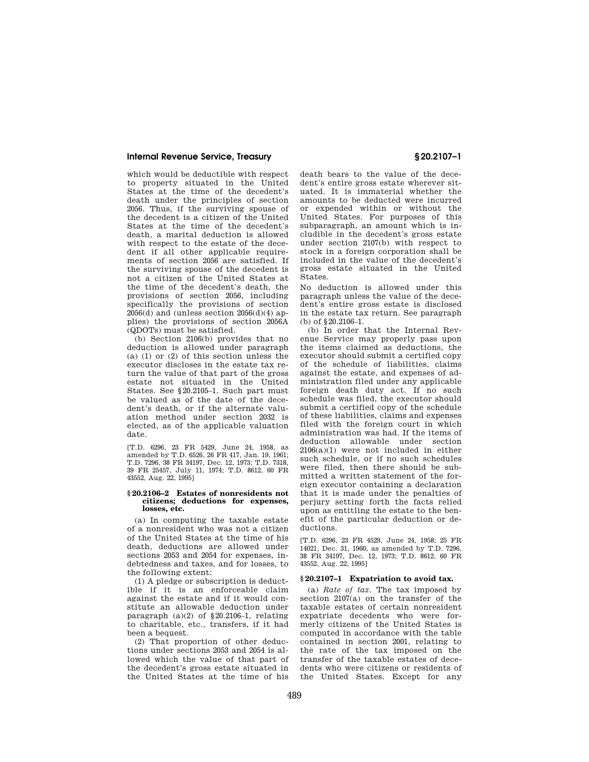which would be deductible with respect to property situated in the United States at the time of the decedent's death under the principles of section 2056. Thus, if the surviving spouse of the decedent is a citizen of the United States at the time of the decedent's death, a marital deduction is allowed with respect to the estate of the decedent if all other applicable requirements of section 2056 are satisfied. If the surviving spouse of the decedent is not a citizen of the United States at the time of the decedent's death, the provisions of section 2056, including specifically the provisions of section 2056(d) and (unless section 2056(d)(4) applies) the provisions of section 2056A (QDOTs) must be satisfied.

(b) Section 2106(b) provides that no deduction is allowed under paragraph (a) (1) or (2) of this section unless the executor discloses in the estate tax return the value of that part of the gross estate not situated in the United States. See §20.2105–1. Such part must be valued as of the date of the decedent's death, or if the alternate valuation method under section 2032 is elected, as of the applicable valuation date.

[T.D. 6296, 23 FR 5429, June 24, 1958, as amended by T.D. 6526, 26 FR 417, Jan. 19, 1961; T.D. 7296, 38 FR 34197, Dec. 12, 1973; T.D. 7318, 39 FR 25457, July 11, 1974; T.D. 8612, 60 FR 43552, Aug. 22, 1995]

### §20.2106–2 Estates of nonresidents not citizens; deductions for expenses, losses, etc.

(a) In computing the taxable estate of a nonresident who was not a citizen of the United States at the time of his death, deductions are allowed under sections 2053 and 2054 for expenses, indebtedness and taxes, and for losses, to the following extent:

(1) A pledge or subscription is deductible if it is an enforceable claim against the estate and if it would constitute an allowable deduction under paragraph (a)(2) of §20.2106–1, relating to charitable, etc., transfers, if it had been a bequest.

(2) That proportion of other deductions under sections 2053 and 2054 is allowed which the value of that part of the decedent's gross estate situated in the United States at the time of his death bears to the value of the decedent's entire gross estate wherever situated. It is immaterial whether the amounts to be deducted were incurred or expended within or without the United States. For purposes of this subparagraph, an amount which is includible in the decedent's gross estate under section 2107(b) with respect to stock in a foreign corporation shall be included in the value of the decedent's gross estate situated in the United States.

No deduction is allowed under this paragraph unless the value of the decedent's entire gross estate is disclosed in the estate tax return. See paragraph (b) of §20.2106–1.

(b) In order that the Internal Revenue Service may properly pass upon the items claimed as deductions, the executor should submit a certified copy of the schedule of liabilities, claims against the estate, and expenses of administration filed under any applicable foreign death duty act. If no such schedule was filed, the executor should submit a certified copy of the schedule of these liabilities, claims and expenses filed with the foreign court in which administration was had. If the items of deduction allowable under section 2106(a)(1) were not included in either such schedule, or if no such schedules were filed, then there should be submitted a written statement of the foreign executor containing a declaration that it is made under the penalties of perjury setting forth the facts relied upon as entitling the estate to the benefit of the particular deduction or deductions.

[T.D. 6296, 23 FR 4529, June 24, 1958; 25 FR 14021, Dec. 31, 1960, as amended by T.D. 7296, 38 FR 34197, Dec. 12, 1973; T.D. 8612, 60 FR 43552, Aug. 22, 1995]

### §20.2107–1 Expatriation to avoid tax.

(a) *Rate of tax.* The tax imposed by section 2107(a) on the transfer of the taxable estates of certain nonresident expatriate decedents who were formerly citizens of the United States is computed in accordance with the table contained in section 2001, relating to the rate of the tax imposed on the transfer of the taxable estates of decedents who were citizens or residents of the United States. Except for any